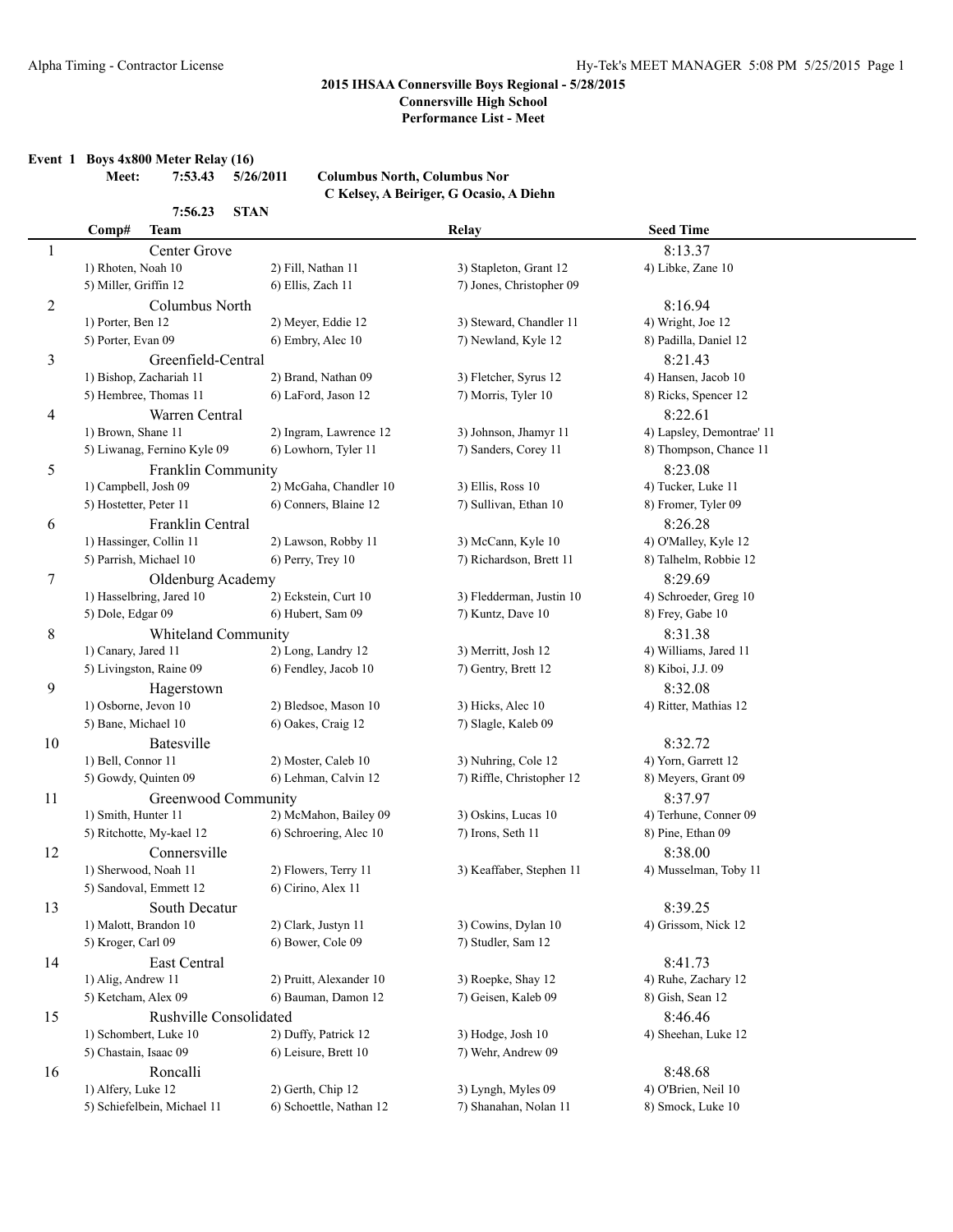**2015 IHSAA Connersville Boys Regional - 5/28/2015**
**Connersville High School**
**Performance List - Meet**

**Event 1 Boys 4x800 Meter Relay (16)**

**Meet: 7:53.43 5/26/2011 Columbus North, Columbus Nor**
**C Kelsey, A Beiriger, G Ocasio, A Diehn**

**7:56.23 STAN**

| Comp# | Team | | Relay | Seed Time |
|---|---|---|---|---|
| 1 | Center Grove | | | 8:13.37 |
| | 1) Rhoten, Noah 10 | 2) Fill, Nathan 11 | 3) Stapleton, Grant 12 | 4) Libke, Zane 10 |
| | 5) Miller, Griffin 12 | 6) Ellis, Zach 11 | 7) Jones, Christopher 09 | |
| 2 | Columbus North | | | 8:16.94 |
| | 1) Porter, Ben 12 | 2) Meyer, Eddie 12 | 3) Steward, Chandler 11 | 4) Wright, Joe 12 |
| | 5) Porter, Evan 09 | 6) Embry, Alec 10 | 7) Newland, Kyle 12 | 8) Padilla, Daniel 12 |
| 3 | Greenfield-Central | | | 8:21.43 |
| | 1) Bishop, Zachariah 11 | 2) Brand, Nathan 09 | 3) Fletcher, Syrus 12 | 4) Hansen, Jacob 10 |
| | 5) Hembree, Thomas 11 | 6) LaFord, Jason 12 | 7) Morris, Tyler 10 | 8) Ricks, Spencer 12 |
| 4 | Warren Central | | | 8:22.61 |
| | 1) Brown, Shane 11 | 2) Ingram, Lawrence 12 | 3) Johnson, Jhamyr 11 | 4) Lapsley, Demontrae' 11 |
| | 5) Liwanag, Fernino Kyle 09 | 6) Lowhorn, Tyler 11 | 7) Sanders, Corey 11 | 8) Thompson, Chance 11 |
| 5 | Franklin Community | | | 8:23.08 |
| | 1) Campbell, Josh 09 | 2) McGaha, Chandler 10 | 3) Ellis, Ross 10 | 4) Tucker, Luke 11 |
| | 5) Hostetter, Peter 11 | 6) Conners, Blaine 12 | 7) Sullivan, Ethan 10 | 8) Fromer, Tyler 09 |
| 6 | Franklin Central | | | 8:26.28 |
| | 1) Hassinger, Collin 11 | 2) Lawson, Robby 11 | 3) McCann, Kyle 10 | 4) O'Malley, Kyle 12 |
| | 5) Parrish, Michael 10 | 6) Perry, Trey 10 | 7) Richardson, Brett 11 | 8) Talhelm, Robbie 12 |
| 7 | Oldenburg Academy | | | 8:29.69 |
| | 1) Hasselbring, Jared 10 | 2) Eckstein, Curt 10 | 3) Fledderman, Justin 10 | 4) Schroeder, Greg 10 |
| | 5) Dole, Edgar 09 | 6) Hubert, Sam 09 | 7) Kuntz, Dave 10 | 8) Frey, Gabe 10 |
| 8 | Whiteland Community | | | 8:31.38 |
| | 1) Canary, Jared 11 | 2) Long, Landry 12 | 3) Merritt, Josh 12 | 4) Williams, Jared 11 |
| | 5) Livingston, Raine 09 | 6) Fendley, Jacob 10 | 7) Gentry, Brett 12 | 8) Kiboi, J.J. 09 |
| 9 | Hagerstown | | | 8:32.08 |
| | 1) Osborne, Jevon 10 | 2) Bledsoe, Mason 10 | 3) Hicks, Alec 10 | 4) Ritter, Mathias 12 |
| | 5) Bane, Michael 10 | 6) Oakes, Craig 12 | 7) Slagle, Kaleb 09 | |
| 10 | Batesville | | | 8:32.72 |
| | 1) Bell, Connor 11 | 2) Moster, Caleb 10 | 3) Nuhring, Cole 12 | 4) Yorn, Garrett 12 |
| | 5) Gowdy, Quinten 09 | 6) Lehman, Calvin 12 | 7) Riffle, Christopher 12 | 8) Meyers, Grant 09 |
| 11 | Greenwood Community | | | 8:37.97 |
| | 1) Smith, Hunter 11 | 2) McMahon, Bailey 09 | 3) Oskins, Lucas 10 | 4) Terhune, Conner 09 |
| | 5) Ritchotte, My-kael 12 | 6) Schroering, Alec 10 | 7) Irons, Seth 11 | 8) Pine, Ethan 09 |
| 12 | Connersville | | | 8:38.00 |
| | 1) Sherwood, Noah 11 | 2) Flowers, Terry 11 | 3) Keaffaber, Stephen 11 | 4) Musselman, Toby 11 |
| | 5) Sandoval, Emmett 12 | 6) Cirino, Alex 11 | | |
| 13 | South Decatur | | | 8:39.25 |
| | 1) Malott, Brandon 10 | 2) Clark, Justyn 11 | 3) Cowins, Dylan 10 | 4) Grissom, Nick 12 |
| | 5) Kroger, Carl 09 | 6) Bower, Cole 09 | 7) Studler, Sam 12 | |
| 14 | East Central | | | 8:41.73 |
| | 1) Alig, Andrew 11 | 2) Pruitt, Alexander 10 | 3) Roepke, Shay 12 | 4) Ruhe, Zachary 12 |
| | 5) Ketcham, Alex 09 | 6) Bauman, Damon 12 | 7) Geisen, Kaleb 09 | 8) Gish, Sean 12 |
| 15 | Rushville Consolidated | | | 8:46.46 |
| | 1) Schombert, Luke 10 | 2) Duffy, Patrick 12 | 3) Hodge, Josh 10 | 4) Sheehan, Luke 12 |
| | 5) Chastain, Isaac 09 | 6) Leisure, Brett 10 | 7) Wehr, Andrew 09 | |
| 16 | Roncalli | | | 8:48.68 |
| | 1) Alfery, Luke 12 | 2) Gerth, Chip 12 | 3) Lyngh, Myles 09 | 4) O'Brien, Neil 10 |
| | 5) Schiefelbein, Michael 11 | 6) Schoettle, Nathan 12 | 7) Shanahan, Nolan 11 | 8) Smock, Luke 10 |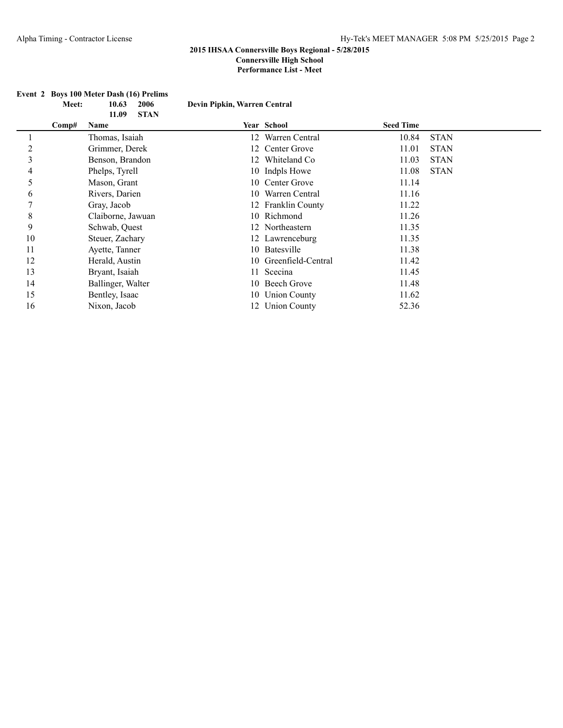**2015 IHSAA Connersville Boys Regional - 5/28/2015**
**Connersville High School**
**Performance List - Meet**

**Event 2 Boys 100 Meter Dash (16) Prelims**

| | | | |
|---|---|---|---|
| **Meet:** | **10.63** | **2006** | **Devin Pipkin, Warren Central** |
| | **11.09** | **STAN** | |

| Comp# | Name | Year | School | Seed Time | |
|---|---|---|---|---|---|
| 1 | Thomas, Isaiah | 12 | Warren Central | 10.84 | STAN |
| 2 | Grimmer, Derek | 12 | Center Grove | 11.01 | STAN |
| 3 | Benson, Brandon | 12 | Whiteland Co | 11.03 | STAN |
| 4 | Phelps, Tyrell | 10 | Indpls Howe | 11.08 | STAN |
| 5 | Mason, Grant | 10 | Center Grove | 11.14 | |
| 6 | Rivers, Darien | 10 | Warren Central | 11.16 | |
| 7 | Gray, Jacob | 12 | Franklin County | 11.22 | |
| 8 | Claiborne, Jawuan | 10 | Richmond | 11.26 | |
| 9 | Schwab, Quest | 12 | Northeastern | 11.35 | |
| 10 | Steuer, Zachary | 12 | Lawrenceburg | 11.35 | |
| 11 | Ayette, Tanner | 10 | Batesville | 11.38 | |
| 12 | Herald, Austin | 10 | Greenfield-Central | 11.42 | |
| 13 | Bryant, Isaiah | 11 | Scecina | 11.45 | |
| 14 | Ballinger, Walter | 10 | Beech Grove | 11.48 | |
| 15 | Bentley, Isaac | 10 | Union County | 11.62 | |
| 16 | Nixon, Jacob | 12 | Union County | 52.36 | |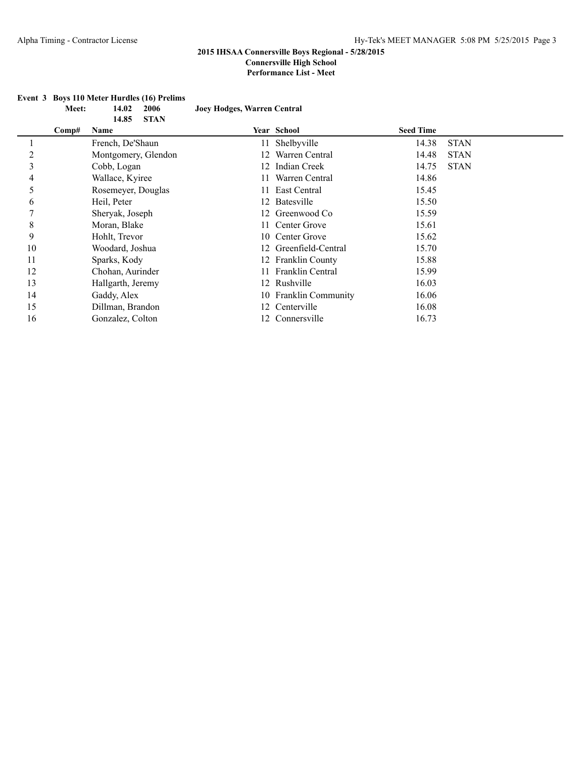**2015 IHSAA Connersville Boys Regional - 5/28/2015**
**Connersville High School**
**Performance List - Meet**

**Event 3 Boys 110 Meter Hurdles (16) Prelims**

| | | | |
|---|---|---|---|
| **Meet:** | **14.02** | **2006** | **Joey Hodges, Warren Central** |
| | **14.85** | **STAN** | |

| | Comp# | Name | Year | School | Seed Time | |
|---|---|---|---|---|---|---|
| 1 | | French, De'Shaun | 11 | Shelbyville | 14.38 | STAN |
| 2 | | Montgomery, Glendon | 12 | Warren Central | 14.48 | STAN |
| 3 | | Cobb, Logan | 12 | Indian Creek | 14.75 | STAN |
| 4 | | Wallace, Kyiree | 11 | Warren Central | 14.86 | |
| 5 | | Rosemeyer, Douglas | 11 | East Central | 15.45 | |
| 6 | | Heil, Peter | 12 | Batesville | 15.50 | |
| 7 | | Sheryak, Joseph | 12 | Greenwood Co | 15.59 | |
| 8 | | Moran, Blake | 11 | Center Grove | 15.61 | |
| 9 | | Hohlt, Trevor | 10 | Center Grove | 15.62 | |
| 10 | | Woodard, Joshua | 12 | Greenfield-Central | 15.70 | |
| 11 | | Sparks, Kody | 12 | Franklin County | 15.88 | |
| 12 | | Chohan, Aurinder | 11 | Franklin Central | 15.99 | |
| 13 | | Hallgarth, Jeremy | 12 | Rushville | 16.03 | |
| 14 | | Gaddy, Alex | 10 | Franklin Community | 16.06 | |
| 15 | | Dillman, Brandon | 12 | Centerville | 16.08 | |
| 16 | | Gonzalez, Colton | 12 | Connersville | 16.73 | |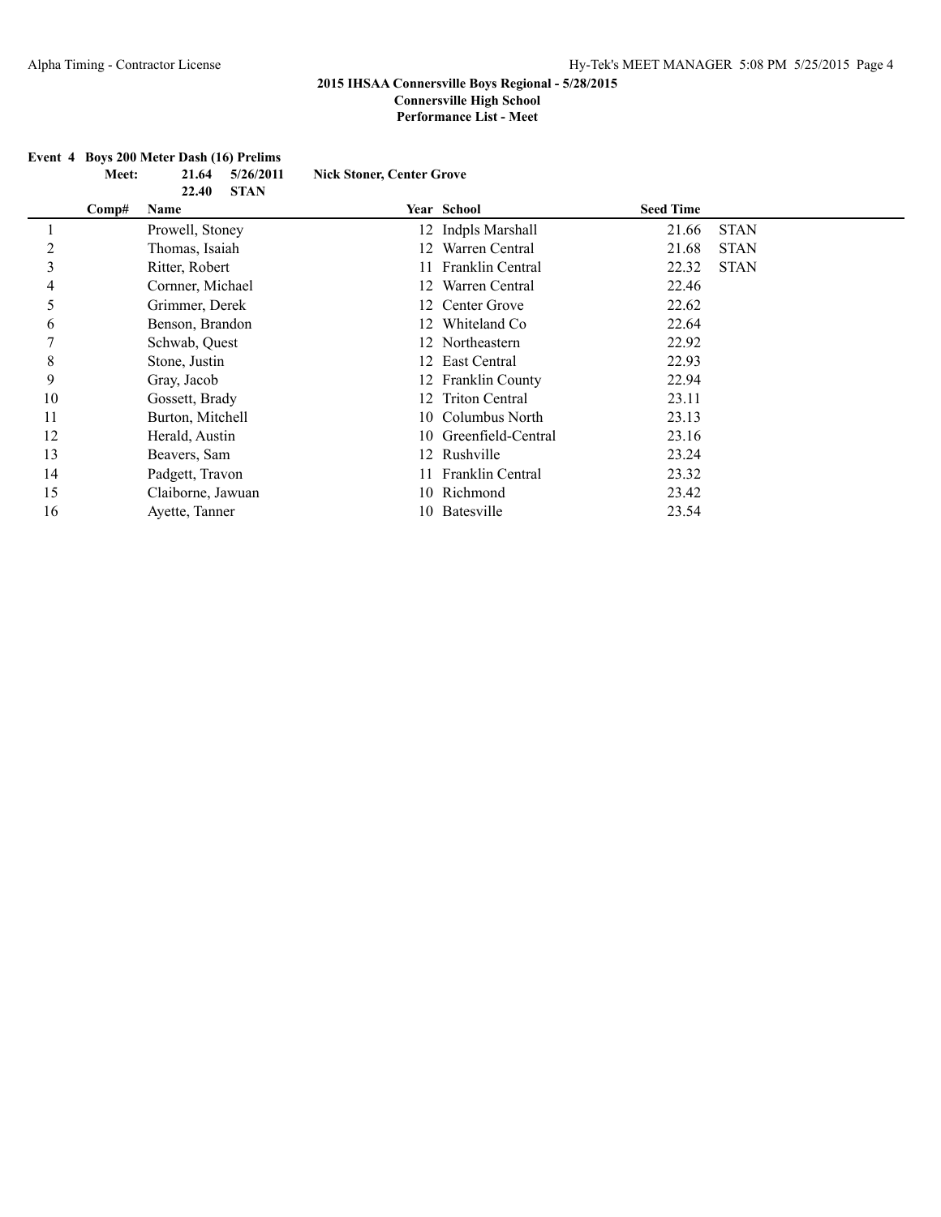**2015 IHSAA Connersville Boys Regional - 5/28/2015**
**Connersville High School**
**Performance List - Meet**

**Event 4 Boys 200 Meter Dash (16) Prelims**

**Meet:** **21.64** **5/26/2011** **Nick Stoner, Center Grove**
**22.40** **STAN**

| Comp# | Name | Year | School | Seed Time | |
|---|---|---|---|---|---|
| 1 | Prowell, Stoney | 12 | Indpls Marshall | 21.66 | STAN |
| 2 | Thomas, Isaiah | 12 | Warren Central | 21.68 | STAN |
| 3 | Ritter, Robert | 11 | Franklin Central | 22.32 | STAN |
| 4 | Cornner, Michael | 12 | Warren Central | 22.46 | |
| 5 | Grimmer, Derek | 12 | Center Grove | 22.62 | |
| 6 | Benson, Brandon | 12 | Whiteland Co | 22.64 | |
| 7 | Schwab, Quest | 12 | Northeastern | 22.92 | |
| 8 | Stone, Justin | 12 | East Central | 22.93 | |
| 9 | Gray, Jacob | 12 | Franklin County | 22.94 | |
| 10 | Gossett, Brady | 12 | Triton Central | 23.11 | |
| 11 | Burton, Mitchell | 10 | Columbus North | 23.13 | |
| 12 | Herald, Austin | 10 | Greenfield-Central | 23.16 | |
| 13 | Beavers, Sam | 12 | Rushville | 23.24 | |
| 14 | Padgett, Travon | 11 | Franklin Central | 23.32 | |
| 15 | Claiborne, Jawuan | 10 | Richmond | 23.42 | |
| 16 | Ayette, Tanner | 10 | Batesville | 23.54 | |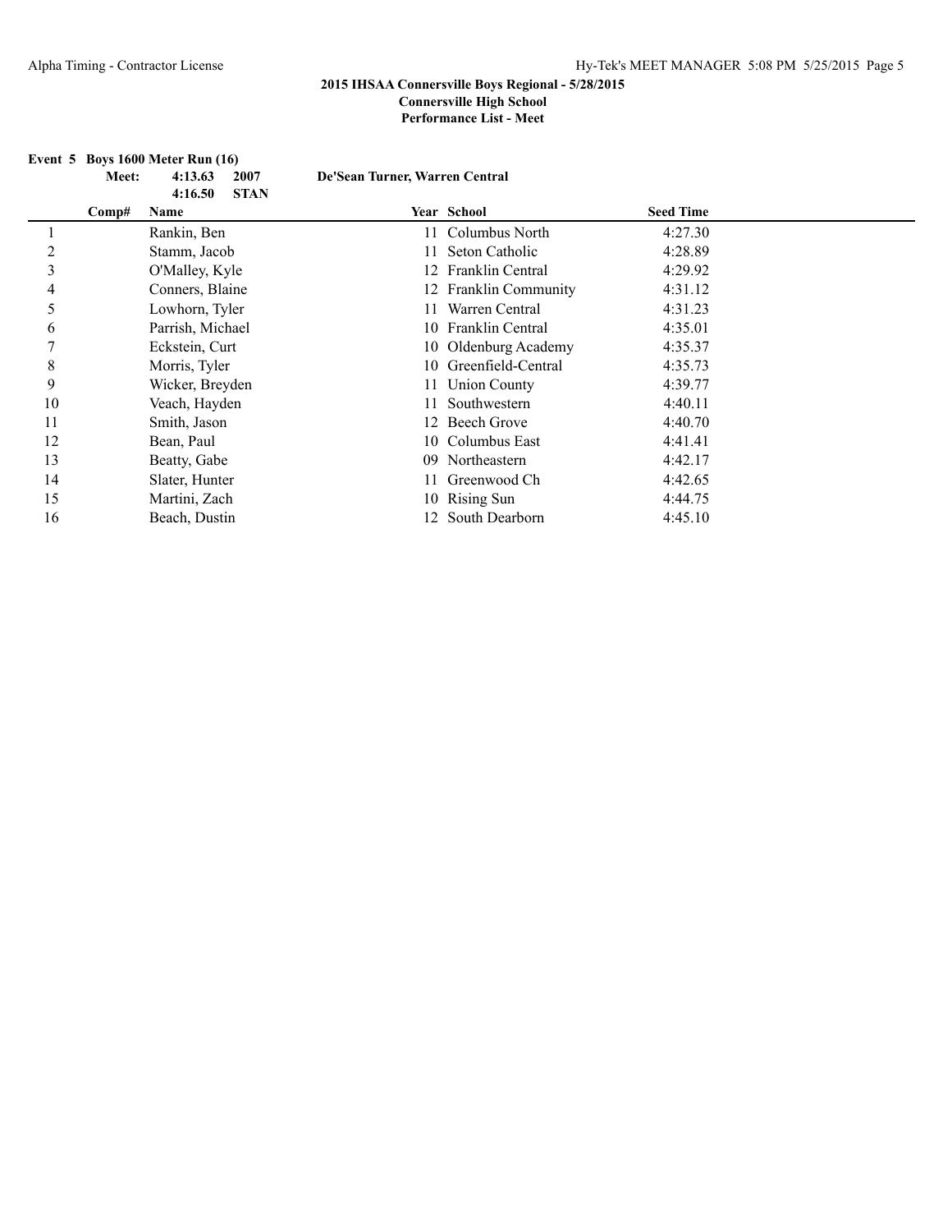**2015 IHSAA Connersville Boys Regional - 5/28/2015**
**Connersville High School**
**Performance List - Meet**

**Event 5 Boys 1600 Meter Run (16)**

**Meet:** **4:13.63** **2007** **De'Sean Turner, Warren Central**
**4:16.50** **STAN**

| | Comp# | Name | Year | School | Seed Time |
|---|---|---|---|---|---|
| 1 | | Rankin, Ben | 11 | Columbus North | 4:27.30 |
| 2 | | Stamm, Jacob | 11 | Seton Catholic | 4:28.89 |
| 3 | | O'Malley, Kyle | 12 | Franklin Central | 4:29.92 |
| 4 | | Conners, Blaine | 12 | Franklin Community | 4:31.12 |
| 5 | | Lowhorn, Tyler | 11 | Warren Central | 4:31.23 |
| 6 | | Parrish, Michael | 10 | Franklin Central | 4:35.01 |
| 7 | | Eckstein, Curt | 10 | Oldenburg Academy | 4:35.37 |
| 8 | | Morris, Tyler | 10 | Greenfield-Central | 4:35.73 |
| 9 | | Wicker, Breyden | 11 | Union County | 4:39.77 |
| 10 | | Veach, Hayden | 11 | Southwestern | 4:40.11 |
| 11 | | Smith, Jason | 12 | Beech Grove | 4:40.70 |
| 12 | | Bean, Paul | 10 | Columbus East | 4:41.41 |
| 13 | | Beatty, Gabe | 09 | Northeastern | 4:42.17 |
| 14 | | Slater, Hunter | 11 | Greenwood Ch | 4:42.65 |
| 15 | | Martini, Zach | 10 | Rising Sun | 4:44.75 |
| 16 | | Beach, Dustin | 12 | South Dearborn | 4:45.10 |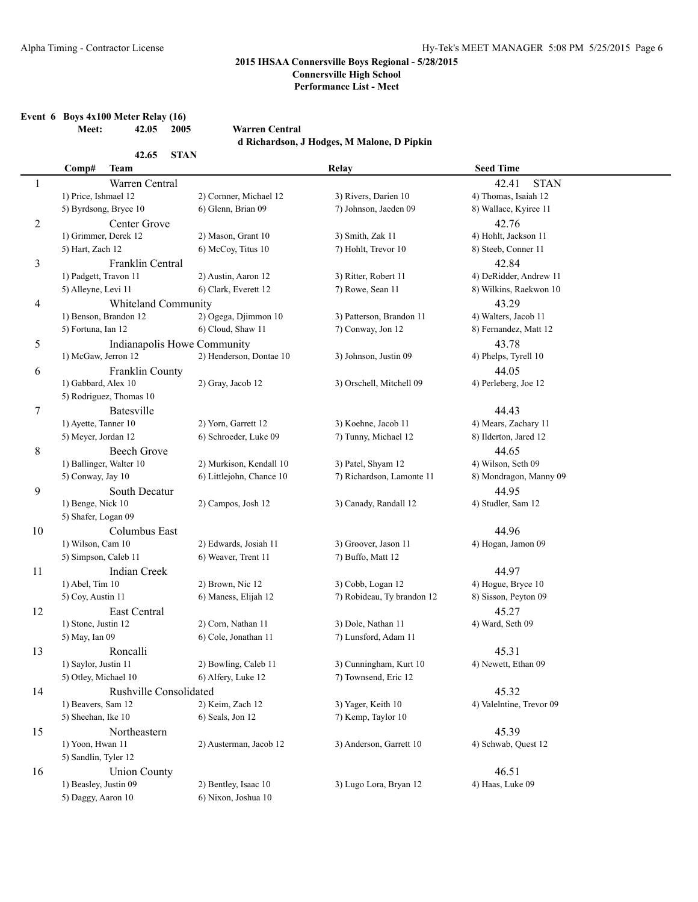**2015 IHSAA Connersville Boys Regional - 5/28/2015**
**Connersville High School**
**Performance List - Meet**

**Event 6 Boys 4x100 Meter Relay (16)**

**Meet: 42.05 2005 Warren Central**
**d Richardson, J Hodges, M Malone, D Pipkin**

**42.65 STAN**

| Comp# | Team | | Relay | Seed Time |
|---|---|---|---|---|
| 1 | Warren Central | | | 42.41 STAN |
| | 1) Price, Ishmael 12 | 2) Cornner, Michael 12 | 3) Rivers, Darien 10 | 4) Thomas, Isaiah 12 |
| | 5) Byrdsong, Bryce 10 | 6) Glenn, Brian 09 | 7) Johnson, Jaeden 09 | 8) Wallace, Kyiree 11 |
| 2 | Center Grove | | | 42.76 |
| | 1) Grimmer, Derek 12 | 2) Mason, Grant 10 | 3) Smith, Zak 11 | 4) Hohlt, Jackson 11 |
| | 5) Hart, Zach 12 | 6) McCoy, Titus 10 | 7) Hohlt, Trevor 10 | 8) Steeb, Conner 11 |
| 3 | Franklin Central | | | 42.84 |
| | 1) Padgett, Travon 11 | 2) Austin, Aaron 12 | 3) Ritter, Robert 11 | 4) DeRidder, Andrew 11 |
| | 5) Alleyne, Levi 11 | 6) Clark, Everett 12 | 7) Rowe, Sean 11 | 8) Wilkins, Raekwon 10 |
| 4 | Whiteland Community | | | 43.29 |
| | 1) Benson, Brandon 12 | 2) Ogega, Djimmon 10 | 3) Patterson, Brandon 11 | 4) Walters, Jacob 11 |
| | 5) Fortuna, Ian 12 | 6) Cloud, Shaw 11 | 7) Conway, Jon 12 | 8) Fernandez, Matt 12 |
| 5 | Indianapolis Howe Community | | | 43.78 |
| | 1) McGaw, Jerron 12 | 2) Henderson, Dontae 10 | 3) Johnson, Justin 09 | 4) Phelps, Tyrell 10 |
| 6 | Franklin County | | | 44.05 |
| | 1) Gabbard, Alex 10 | 2) Gray, Jacob 12 | 3) Orschell, Mitchell 09 | 4) Perleberg, Joe 12 |
| | 5) Rodriguez, Thomas 10 | | | |
| 7 | Batesville | | | 44.43 |
| | 1) Ayette, Tanner 10 | 2) Yorn, Garrett 12 | 3) Koehne, Jacob 11 | 4) Mears, Zachary 11 |
| | 5) Meyer, Jordan 12 | 6) Schroeder, Luke 09 | 7) Tunny, Michael 12 | 8) Ilderton, Jared 12 |
| 8 | Beech Grove | | | 44.65 |
| | 1) Ballinger, Walter 10 | 2) Murkison, Kendall 10 | 3) Patel, Shyam 12 | 4) Wilson, Seth 09 |
| | 5) Conway, Jay 10 | 6) Littlejohn, Chance 10 | 7) Richardson, Lamonte 11 | 8) Mondragon, Manny 09 |
| 9 | South Decatur | | | 44.95 |
| | 1) Benge, Nick 10 | 2) Campos, Josh 12 | 3) Canady, Randall 12 | 4) Studler, Sam 12 |
| | 5) Shafer, Logan 09 | | | |
| 10 | Columbus East | | | 44.96 |
| | 1) Wilson, Cam 10 | 2) Edwards, Josiah 11 | 3) Groover, Jason 11 | 4) Hogan, Jamon 09 |
| | 5) Simpson, Caleb 11 | 6) Weaver, Trent 11 | 7) Buffo, Matt 12 | |
| 11 | Indian Creek | | | 44.97 |
| | 1) Abel, Tim 10 | 2) Brown, Nic 12 | 3) Cobb, Logan 12 | 4) Hogue, Bryce 10 |
| | 5) Coy, Austin 11 | 6) Maness, Elijah 12 | 7) Robideau, Ty brandon 12 | 8) Sisson, Peyton 09 |
| 12 | East Central | | | 45.27 |
| | 1) Stone, Justin 12 | 2) Corn, Nathan 11 | 3) Dole, Nathan 11 | 4) Ward, Seth 09 |
| | 5) May, Ian 09 | 6) Cole, Jonathan 11 | 7) Lunsford, Adam 11 | |
| 13 | Roncalli | | | 45.31 |
| | 1) Saylor, Justin 11 | 2) Bowling, Caleb 11 | 3) Cunningham, Kurt 10 | 4) Newett, Ethan 09 |
| | 5) Otley, Michael 10 | 6) Alfery, Luke 12 | 7) Townsend, Eric 12 | |
| 14 | Rushville Consolidated | | | 45.32 |
| | 1) Beavers, Sam 12 | 2) Keim, Zach 12 | 3) Yager, Keith 10 | 4) Valelntine, Trevor 09 |
| | 5) Sheehan, Ike 10 | 6) Seals, Jon 12 | 7) Kemp, Taylor 10 | |
| 15 | Northeastern | | | 45.39 |
| | 1) Yoon, Hwan 11 | 2) Austerman, Jacob 12 | 3) Anderson, Garrett 10 | 4) Schwab, Quest 12 |
| | 5) Sandlin, Tyler 12 | | | |
| 16 | Union County | | | 46.51 |
| | 1) Beasley, Justin 09 | 2) Bentley, Isaac 10 | 3) Lugo Lora, Bryan 12 | 4) Haas, Luke 09 |
| | 5) Daggy, Aaron 10 | 6) Nixon, Joshua 10 | | |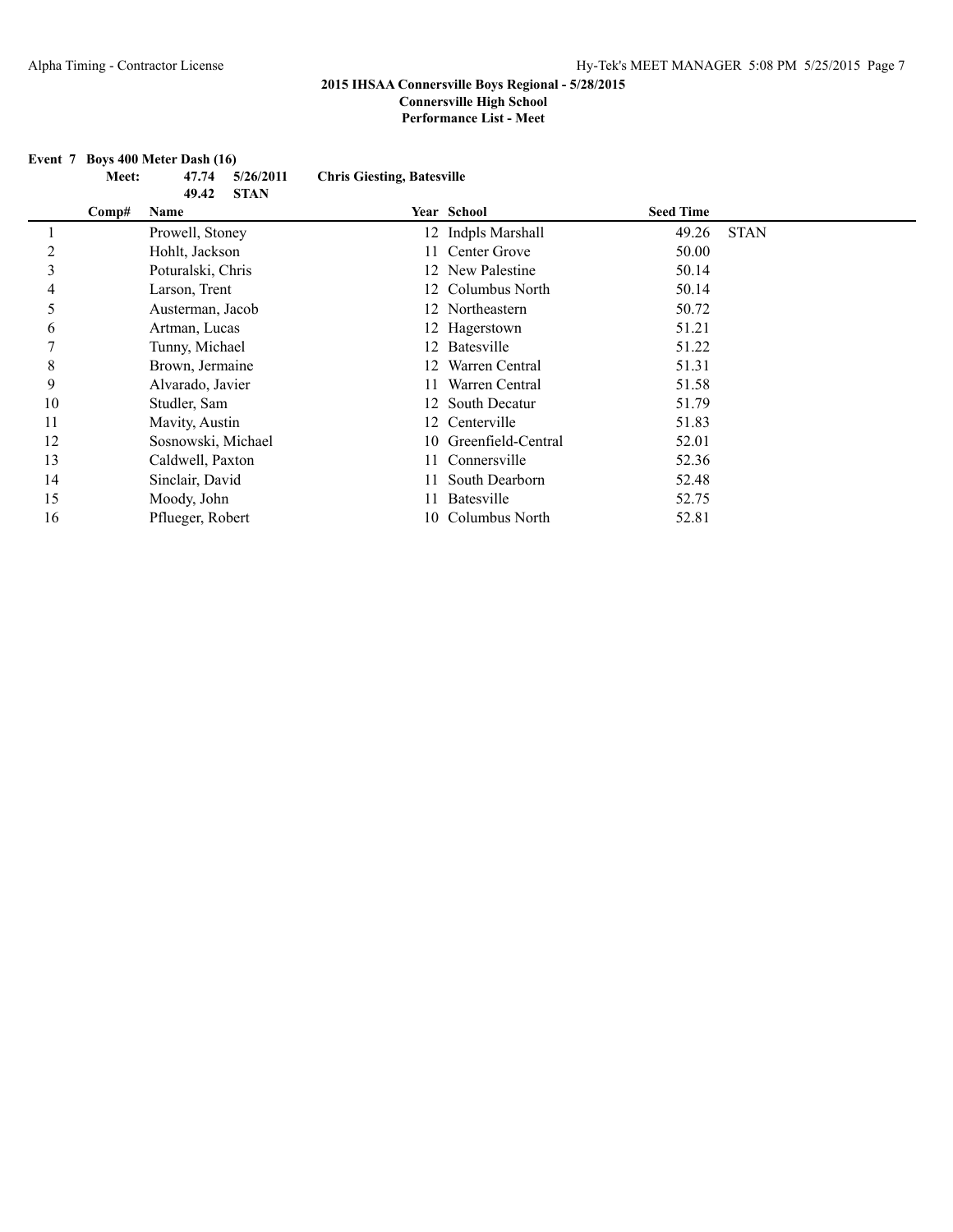**2015 IHSAA Connersville Boys Regional - 5/28/2015**
**Connersville High School**
**Performance List - Meet**

**Event 7 Boys 400 Meter Dash (16)**

**Meet: 47.74 5/26/2011 Chris Giesting, Batesville**
**49.42 STAN**

| | Comp# | Name | Year | School | Seed Time | |
|---|---|---|---|---|---|---|
| 1 | | Prowell, Stoney | 12 | Indpls Marshall | 49.26 | STAN |
| 2 | | Hohlt, Jackson | 11 | Center Grove | 50.00 | |
| 3 | | Poturalski, Chris | 12 | New Palestine | 50.14 | |
| 4 | | Larson, Trent | 12 | Columbus North | 50.14 | |
| 5 | | Austerman, Jacob | 12 | Northeastern | 50.72 | |
| 6 | | Artman, Lucas | 12 | Hagerstown | 51.21 | |
| 7 | | Tunny, Michael | 12 | Batesville | 51.22 | |
| 8 | | Brown, Jermaine | 12 | Warren Central | 51.31 | |
| 9 | | Alvarado, Javier | 11 | Warren Central | 51.58 | |
| 10 | | Studler, Sam | 12 | South Decatur | 51.79 | |
| 11 | | Mavity, Austin | 12 | Centerville | 51.83 | |
| 12 | | Sosnowski, Michael | 10 | Greenfield-Central | 52.01 | |
| 13 | | Caldwell, Paxton | 11 | Connersville | 52.36 | |
| 14 | | Sinclair, David | 11 | South Dearborn | 52.48 | |
| 15 | | Moody, John | 11 | Batesville | 52.75 | |
| 16 | | Pflueger, Robert | 10 | Columbus North | 52.81 | |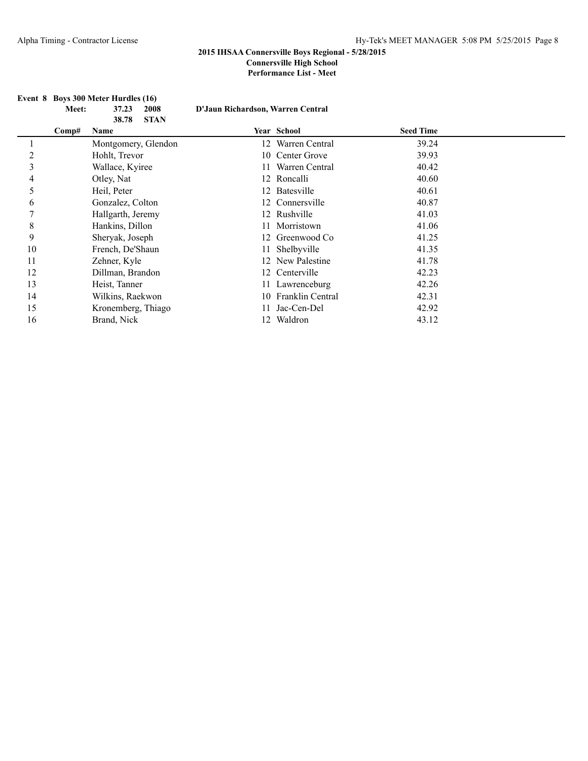**2015 IHSAA Connersville Boys Regional - 5/28/2015**
**Connersville High School**
**Performance List - Meet**

**Event 8 Boys 300 Meter Hurdles (16)**

**Meet: 37.23 2008 D'Jaun Richardson, Warren Central**
**38.78 STAN**

| | Comp# | Name | Year | School | Seed Time |
|---|---|---|---|---|---|
| 1 | | Montgomery, Glendon | 12 | Warren Central | 39.24 |
| 2 | | Hohlt, Trevor | 10 | Center Grove | 39.93 |
| 3 | | Wallace, Kyiree | 11 | Warren Central | 40.42 |
| 4 | | Otley, Nat | 12 | Roncalli | 40.60 |
| 5 | | Heil, Peter | 12 | Batesville | 40.61 |
| 6 | | Gonzalez, Colton | 12 | Connersville | 40.87 |
| 7 | | Hallgarth, Jeremy | 12 | Rushville | 41.03 |
| 8 | | Hankins, Dillon | 11 | Morristown | 41.06 |
| 9 | | Sheryak, Joseph | 12 | Greenwood Co | 41.25 |
| 10 | | French, De'Shaun | 11 | Shelbyville | 41.35 |
| 11 | | Zehner, Kyle | 12 | New Palestine | 41.78 |
| 12 | | Dillman, Brandon | 12 | Centerville | 42.23 |
| 13 | | Heist, Tanner | 11 | Lawrenceburg | 42.26 |
| 14 | | Wilkins, Raekwon | 10 | Franklin Central | 42.31 |
| 15 | | Kronemberg, Thiago | 11 | Jac-Cen-Del | 42.92 |
| 16 | | Brand, Nick | 12 | Waldron | 43.12 |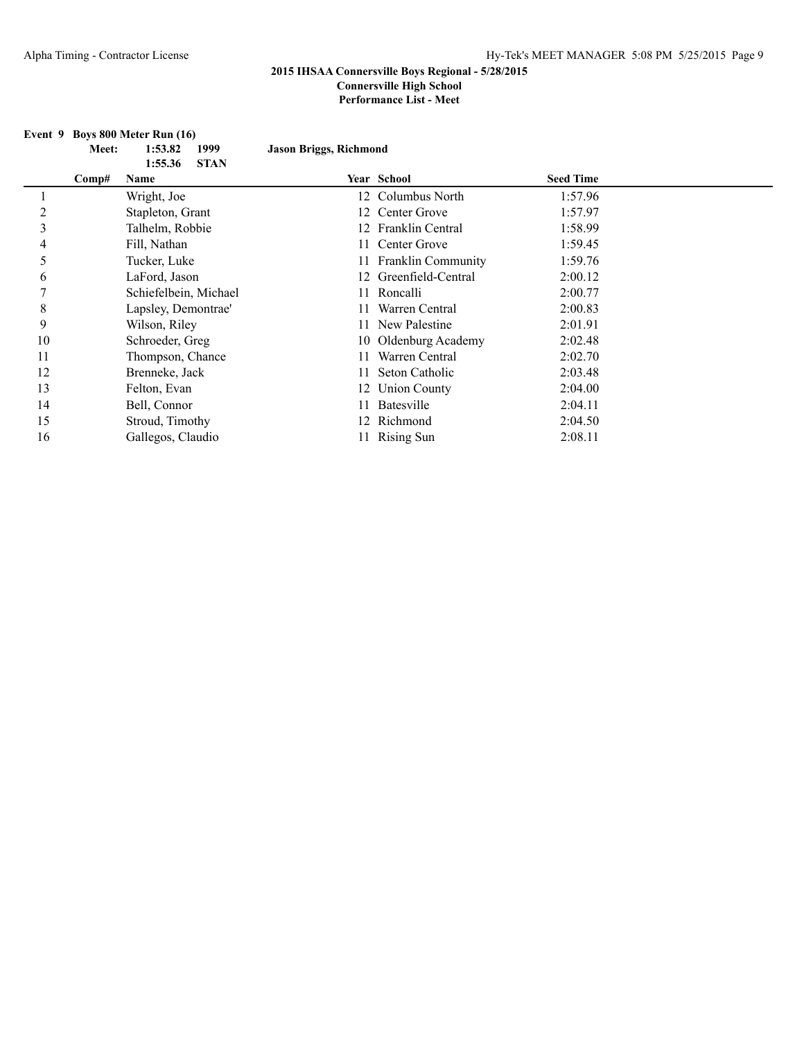**2015 IHSAA Connersville Boys Regional - 5/28/2015**
**Connersville High School**
**Performance List - Meet**

**Event 9 Boys 800 Meter Run (16)**

| | | | | |
|---|---|---|---|---|
| Meet: | 1:53.82 | 1999 | Jason Briggs, Richmond | |
| | 1:55.36 | STAN | | |

| | Comp# | Name | Year | School | Seed Time |
|---|---|---|---|---|---|
| 1 | | Wright, Joe | 12 | Columbus North | 1:57.96 |
| 2 | | Stapleton, Grant | 12 | Center Grove | 1:57.97 |
| 3 | | Talhelm, Robbie | 12 | Franklin Central | 1:58.99 |
| 4 | | Fill, Nathan | 11 | Center Grove | 1:59.45 |
| 5 | | Tucker, Luke | 11 | Franklin Community | 1:59.76 |
| 6 | | LaFord, Jason | 12 | Greenfield-Central | 2:00.12 |
| 7 | | Schiefelbein, Michael | 11 | Roncalli | 2:00.77 |
| 8 | | Lapsley, Demontrae' | 11 | Warren Central | 2:00.83 |
| 9 | | Wilson, Riley | 11 | New Palestine | 2:01.91 |
| 10 | | Schroeder, Greg | 10 | Oldenburg Academy | 2:02.48 |
| 11 | | Thompson, Chance | 11 | Warren Central | 2:02.70 |
| 12 | | Brenneke, Jack | 11 | Seton Catholic | 2:03.48 |
| 13 | | Felton, Evan | 12 | Union County | 2:04.00 |
| 14 | | Bell, Connor | 11 | Batesville | 2:04.11 |
| 15 | | Stroud, Timothy | 12 | Richmond | 2:04.50 |
| 16 | | Gallegos, Claudio | 11 | Rising Sun | 2:08.11 |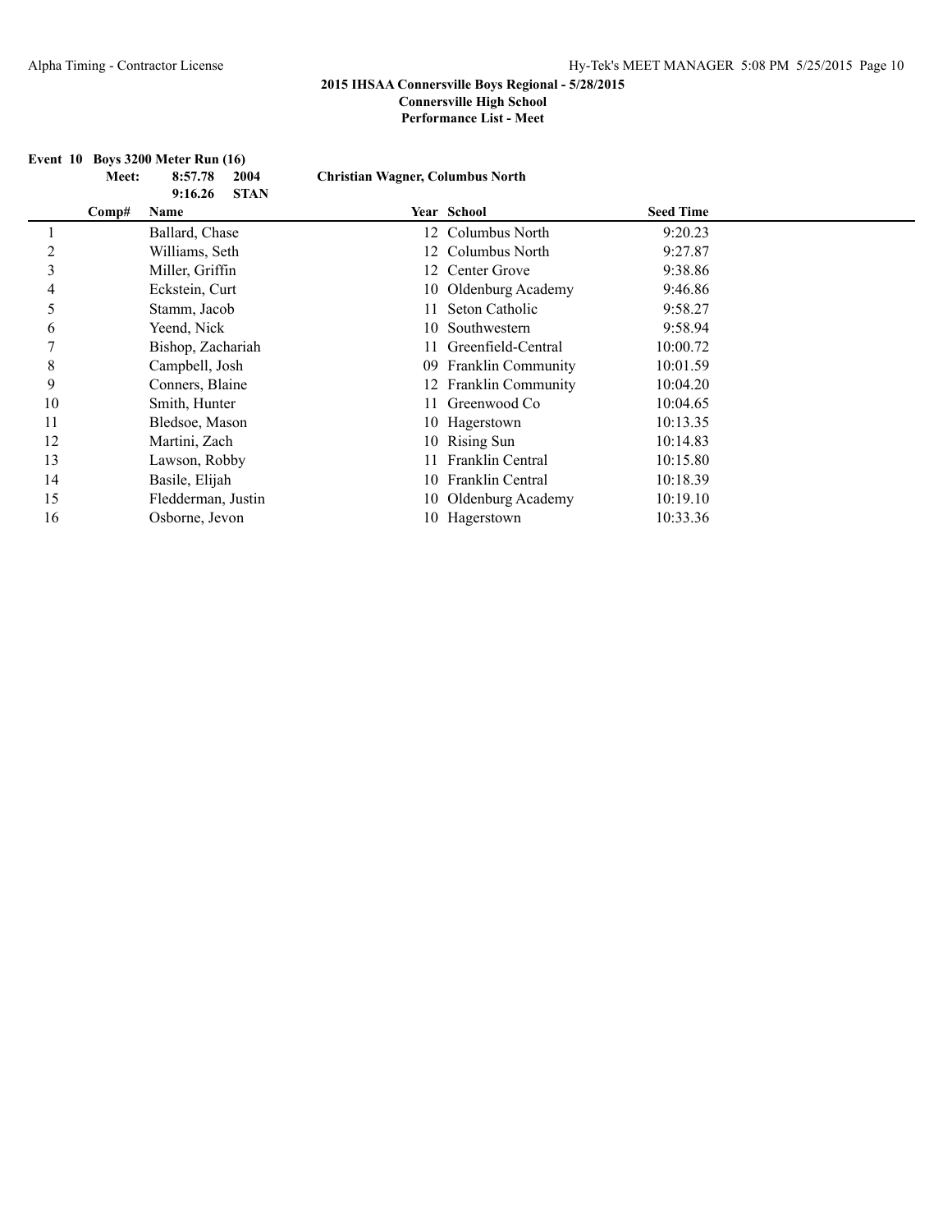**2015 IHSAA Connersville Boys Regional - 5/28/2015**
**Connersville High School**
**Performance List - Meet**

**Event 10 Boys 3200 Meter Run (16)**

**Meet: 8:57.78 2004 Christian Wagner, Columbus North**
**9:16.26 STAN**

| | Comp# | Name | Year | School | Seed Time |
|---|---|---|---|---|---|
| 1 | | Ballard, Chase | 12 | Columbus North | 9:20.23 |
| 2 | | Williams, Seth | 12 | Columbus North | 9:27.87 |
| 3 | | Miller, Griffin | 12 | Center Grove | 9:38.86 |
| 4 | | Eckstein, Curt | 10 | Oldenburg Academy | 9:46.86 |
| 5 | | Stamm, Jacob | 11 | Seton Catholic | 9:58.27 |
| 6 | | Yeend, Nick | 10 | Southwestern | 9:58.94 |
| 7 | | Bishop, Zachariah | 11 | Greenfield-Central | 10:00.72 |
| 8 | | Campbell, Josh | 09 | Franklin Community | 10:01.59 |
| 9 | | Conners, Blaine | 12 | Franklin Community | 10:04.20 |
| 10 | | Smith, Hunter | 11 | Greenwood Co | 10:04.65 |
| 11 | | Bledsoe, Mason | 10 | Hagerstown | 10:13.35 |
| 12 | | Martini, Zach | 10 | Rising Sun | 10:14.83 |
| 13 | | Lawson, Robby | 11 | Franklin Central | 10:15.80 |
| 14 | | Basile, Elijah | 10 | Franklin Central | 10:18.39 |
| 15 | | Fledderman, Justin | 10 | Oldenburg Academy | 10:19.10 |
| 16 | | Osborne, Jevon | 10 | Hagerstown | 10:33.36 |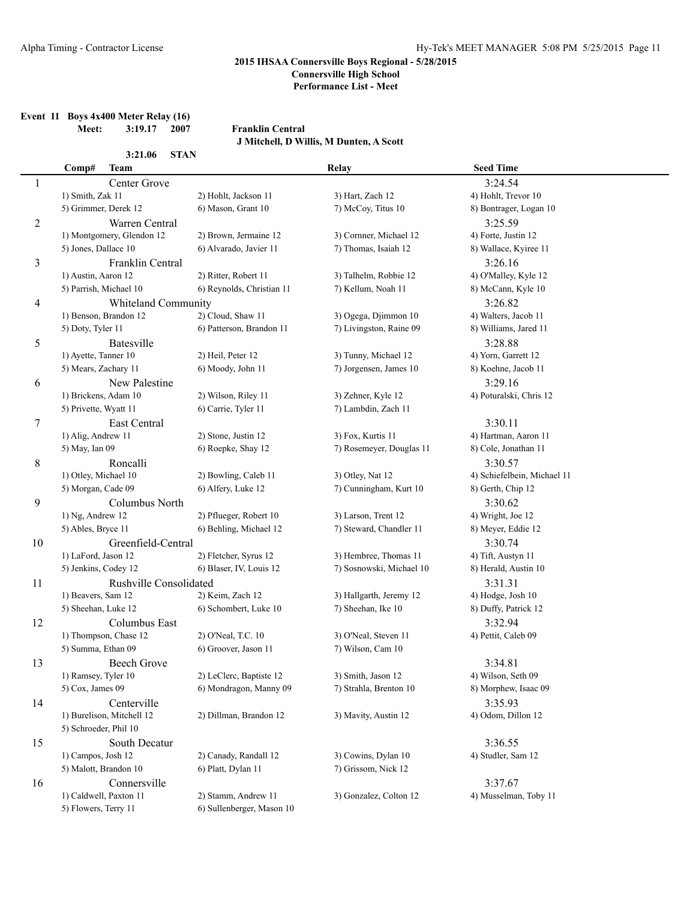**2015 IHSAA Connersville Boys Regional - 5/28/2015**
**Connersville High School**
**Performance List - Meet**

**Event 11 Boys 4x400 Meter Relay (16)**

**Meet: 3:19.17 2007 Franklin Central**
**J Mitchell, D Willis, M Dunten, A Scott**

**3:21.06 STAN**

| Comp# | Team | | Relay | Seed Time |
|---|---|---|---|---|
| 1 | Center Grove | | | 3:24.54 |
| | 1) Smith, Zak 11 | 2) Hohlt, Jackson 11 | 3) Hart, Zach 12 | 4) Hohlt, Trevor 10 |
| | 5) Grimmer, Derek 12 | 6) Mason, Grant 10 | 7) McCoy, Titus 10 | 8) Bontrager, Logan 10 |
| 2 | Warren Central | | | 3:25.59 |
| | 1) Montgomery, Glendon 12 | 2) Brown, Jermaine 12 | 3) Cornner, Michael 12 | 4) Forte, Justin 12 |
| | 5) Jones, Dallace 10 | 6) Alvarado, Javier 11 | 7) Thomas, Isaiah 12 | 8) Wallace, Kyiree 11 |
| 3 | Franklin Central | | | 3:26.16 |
| | 1) Austin, Aaron 12 | 2) Ritter, Robert 11 | 3) Talhelm, Robbie 12 | 4) O'Malley, Kyle 12 |
| | 5) Parrish, Michael 10 | 6) Reynolds, Christian 11 | 7) Kellum, Noah 11 | 8) McCann, Kyle 10 |
| 4 | Whiteland Community | | | 3:26.82 |
| | 1) Benson, Brandon 12 | 2) Cloud, Shaw 11 | 3) Ogega, Djimmon 10 | 4) Walters, Jacob 11 |
| | 5) Doty, Tyler 11 | 6) Patterson, Brandon 11 | 7) Livingston, Raine 09 | 8) Williams, Jared 11 |
| 5 | Batesville | | | 3:28.88 |
| | 1) Ayette, Tanner 10 | 2) Heil, Peter 12 | 3) Tunny, Michael 12 | 4) Yorn, Garrett 12 |
| | 5) Mears, Zachary 11 | 6) Moody, John 11 | 7) Jorgensen, James 10 | 8) Koehne, Jacob 11 |
| 6 | New Palestine | | | 3:29.16 |
| | 1) Brickens, Adam 10 | 2) Wilson, Riley 11 | 3) Zehner, Kyle 12 | 4) Poturalski, Chris 12 |
| | 5) Privette, Wyatt 11 | 6) Carrie, Tyler 11 | 7) Lambdin, Zach 11 | |
| 7 | East Central | | | 3:30.11 |
| | 1) Alig, Andrew 11 | 2) Stone, Justin 12 | 3) Fox, Kurtis 11 | 4) Hartman, Aaron 11 |
| | 5) May, Ian 09 | 6) Roepke, Shay 12 | 7) Rosemeyer, Douglas 11 | 8) Cole, Jonathan 11 |
| 8 | Roncalli | | | 3:30.57 |
| | 1) Otley, Michael 10 | 2) Bowling, Caleb 11 | 3) Otley, Nat 12 | 4) Schiefelbein, Michael 11 |
| | 5) Morgan, Cade 09 | 6) Alfery, Luke 12 | 7) Cunningham, Kurt 10 | 8) Gerth, Chip 12 |
| 9 | Columbus North | | | 3:30.62 |
| | 1) Ng, Andrew 12 | 2) Pflueger, Robert 10 | 3) Larson, Trent 12 | 4) Wright, Joe 12 |
| | 5) Ables, Bryce 11 | 6) Behling, Michael 12 | 7) Steward, Chandler 11 | 8) Meyer, Eddie 12 |
| 10 | Greenfield-Central | | | 3:30.74 |
| | 1) LaFord, Jason 12 | 2) Fletcher, Syrus 12 | 3) Hembree, Thomas 11 | 4) Tift, Austyn 11 |
| | 5) Jenkins, Codey 12 | 6) Blaser, IV, Louis 12 | 7) Sosnowski, Michael 10 | 8) Herald, Austin 10 |
| 11 | Rushville Consolidated | | | 3:31.31 |
| | 1) Beavers, Sam 12 | 2) Keim, Zach 12 | 3) Hallgarth, Jeremy 12 | 4) Hodge, Josh 10 |
| | 5) Sheehan, Luke 12 | 6) Schombert, Luke 10 | 7) Sheehan, Ike 10 | 8) Duffy, Patrick 12 |
| 12 | Columbus East | | | 3:32.94 |
| | 1) Thompson, Chase 12 | 2) O'Neal, T.C. 10 | 3) O'Neal, Steven 11 | 4) Pettit, Caleb 09 |
| | 5) Summa, Ethan 09 | 6) Groover, Jason 11 | 7) Wilson, Cam 10 | |
| 13 | Beech Grove | | | 3:34.81 |
| | 1) Ramsey, Tyler 10 | 2) LeClerc, Baptiste 12 | 3) Smith, Jason 12 | 4) Wilson, Seth 09 |
| | 5) Cox, James 09 | 6) Mondragon, Manny 09 | 7) Strahla, Brenton 10 | 8) Morphew, Isaac 09 |
| 14 | Centerville | | | 3:35.93 |
| | 1) Burelison, Mitchell 12 | 2) Dillman, Brandon 12 | 3) Mavity, Austin 12 | 4) Odom, Dillon 12 |
| | 5) Schroeder, Phil 10 | | | |
| 15 | South Decatur | | | 3:36.55 |
| | 1) Campos, Josh 12 | 2) Canady, Randall 12 | 3) Cowins, Dylan 10 | 4) Studler, Sam 12 |
| | 5) Malott, Brandon 10 | 6) Platt, Dylan 11 | 7) Grissom, Nick 12 | |
| 16 | Connersville | | | 3:37.67 |
| | 1) Caldwell, Paxton 11 | 2) Stamm, Andrew 11 | 3) Gonzalez, Colton 12 | 4) Musselman, Toby 11 |
| | 5) Flowers, Terry 11 | 6) Sullenberger, Mason 10 | | |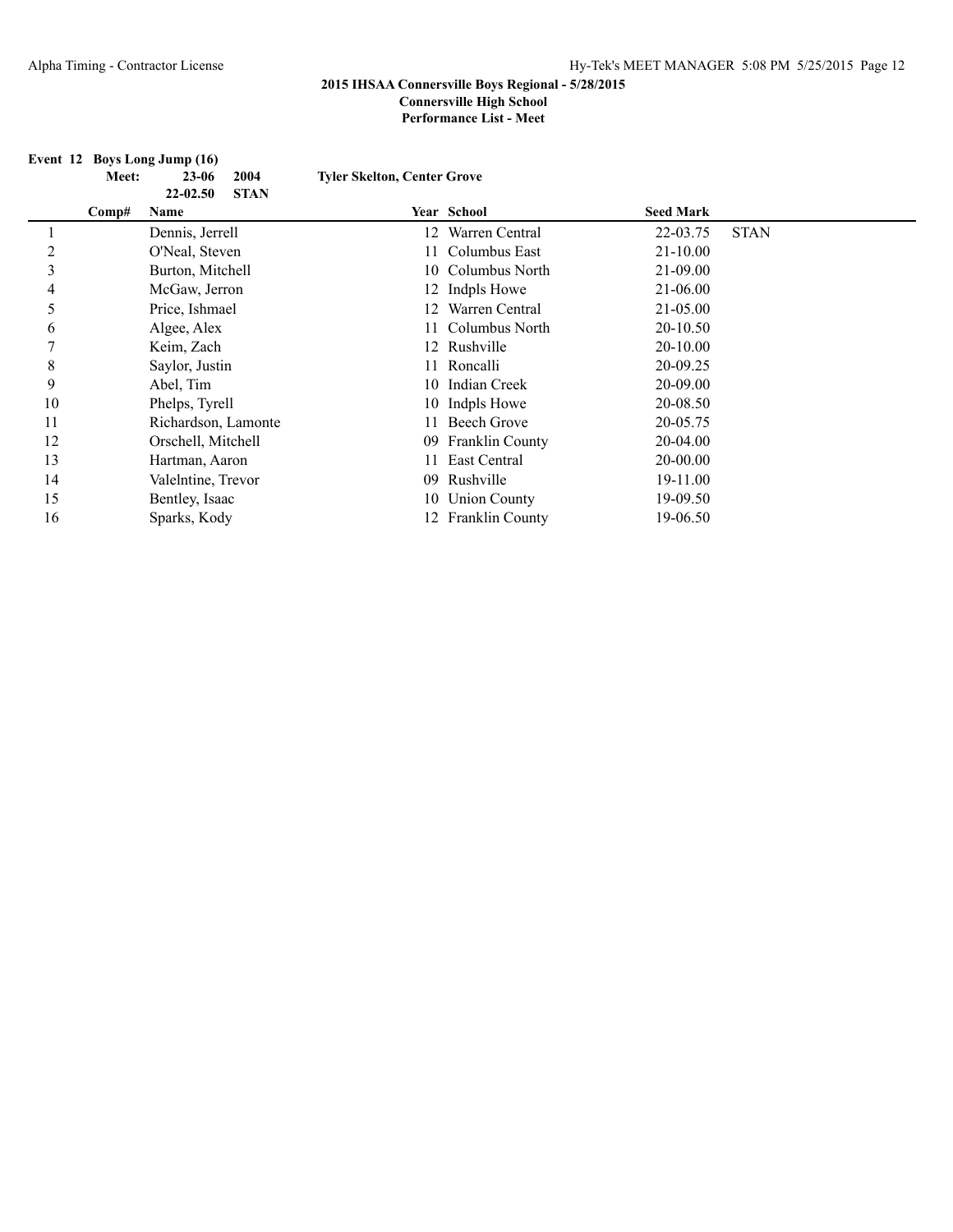**2015 IHSAA Connersville Boys Regional - 5/28/2015**
**Connersville High School**
**Performance List - Meet**

**Event 12 Boys Long Jump (16)**

**Meet: 23-06 2004 Tyler Skelton, Center Grove**
**22-02.50 STAN**

| | Comp# | Name | Year | School | Seed Mark | |
|---|---|---|---|---|---|---|
| 1 | | Dennis, Jerrell | 12 | Warren Central | 22-03.75 | STAN |
| 2 | | O'Neal, Steven | 11 | Columbus East | 21-10.00 | |
| 3 | | Burton, Mitchell | 10 | Columbus North | 21-09.00 | |
| 4 | | McGaw, Jerron | 12 | Indpls Howe | 21-06.00 | |
| 5 | | Price, Ishmael | 12 | Warren Central | 21-05.00 | |
| 6 | | Algee, Alex | 11 | Columbus North | 20-10.50 | |
| 7 | | Keim, Zach | 12 | Rushville | 20-10.00 | |
| 8 | | Saylor, Justin | 11 | Roncalli | 20-09.25 | |
| 9 | | Abel, Tim | 10 | Indian Creek | 20-09.00 | |
| 10 | | Phelps, Tyrell | 10 | Indpls Howe | 20-08.50 | |
| 11 | | Richardson, Lamonte | 11 | Beech Grove | 20-05.75 | |
| 12 | | Orschell, Mitchell | 09 | Franklin County | 20-04.00 | |
| 13 | | Hartman, Aaron | 11 | East Central | 20-00.00 | |
| 14 | | Valelntine, Trevor | 09 | Rushville | 19-11.00 | |
| 15 | | Bentley, Isaac | 10 | Union County | 19-09.50 | |
| 16 | | Sparks, Kody | 12 | Franklin County | 19-06.50 | |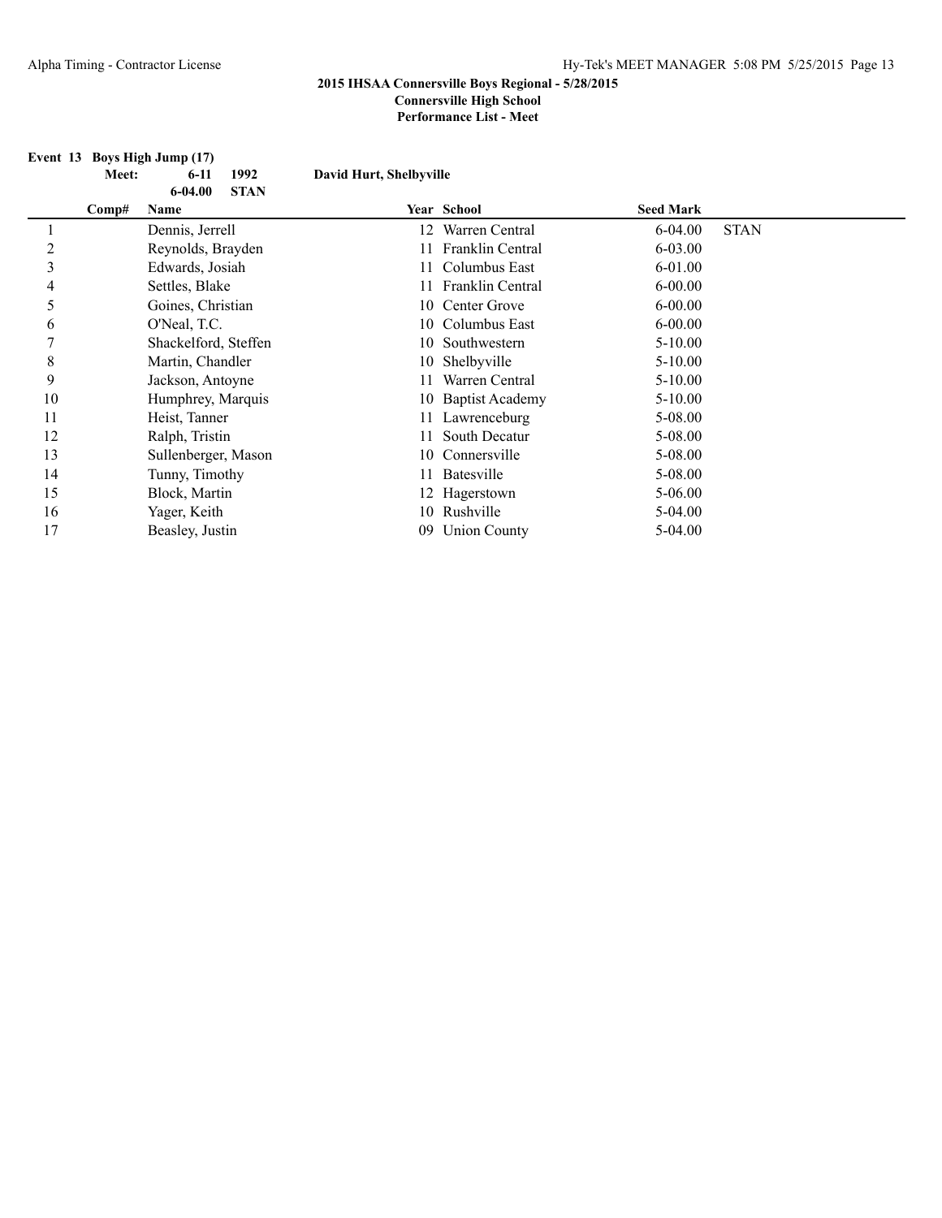**2015 IHSAA Connersville Boys Regional - 5/28/2015**
**Connersville High School**
**Performance List - Meet**

**Event 13 Boys High Jump (17)**

| | | | | |
|---|---|---|---|---|
| **Meet:** | **6-11** | **1992** | **David Hurt, Shelbyville** | |
| | **6-04.00** | **STAN** | | |

| Comp# | Name | Year | School | Seed Mark | |
|---|---|---|---|---|---|
| 1 | Dennis, Jerrell | 12 | Warren Central | 6-04.00 | STAN |
| 2 | Reynolds, Brayden | 11 | Franklin Central | 6-03.00 | |
| 3 | Edwards, Josiah | 11 | Columbus East | 6-01.00 | |
| 4 | Settles, Blake | 11 | Franklin Central | 6-00.00 | |
| 5 | Goines, Christian | 10 | Center Grove | 6-00.00 | |
| 6 | O'Neal, T.C. | 10 | Columbus East | 6-00.00 | |
| 7 | Shackelford, Steffen | 10 | Southwestern | 5-10.00 | |
| 8 | Martin, Chandler | 10 | Shelbyville | 5-10.00 | |
| 9 | Jackson, Antoyne | 11 | Warren Central | 5-10.00 | |
| 10 | Humphrey, Marquis | 10 | Baptist Academy | 5-10.00 | |
| 11 | Heist, Tanner | 11 | Lawrenceburg | 5-08.00 | |
| 12 | Ralph, Tristin | 11 | South Decatur | 5-08.00 | |
| 13 | Sullenberger, Mason | 10 | Connersville | 5-08.00 | |
| 14 | Tunny, Timothy | 11 | Batesville | 5-08.00 | |
| 15 | Block, Martin | 12 | Hagerstown | 5-06.00 | |
| 16 | Yager, Keith | 10 | Rushville | 5-04.00 | |
| 17 | Beasley, Justin | 09 | Union County | 5-04.00 | |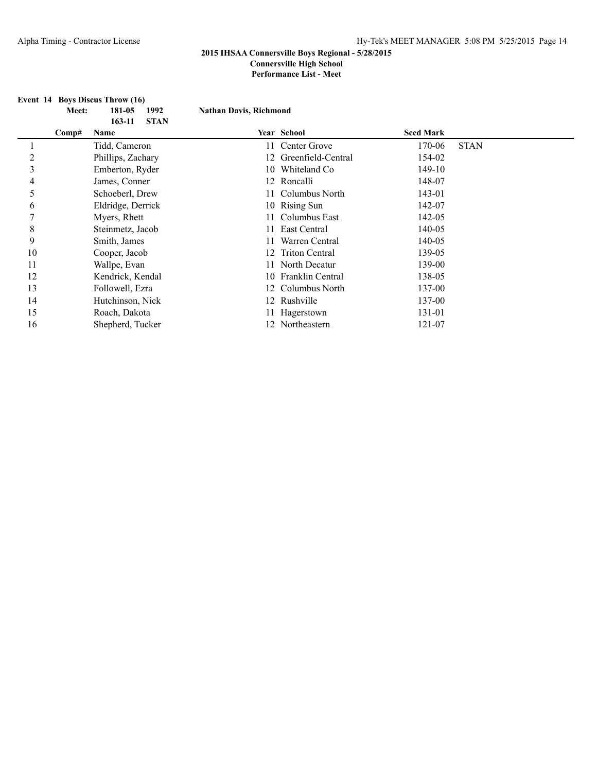**2015 IHSAA Connersville Boys Regional - 5/28/2015**
**Connersville High School**
**Performance List - Meet**

**Event 14 Boys Discus Throw (16)**

**Meet: 181-05 1992 Nathan Davis, Richmond**
**163-11 STAN**

| | Comp# | Name | Year | School | Seed Mark | |
|---|---|---|---|---|---|---|
| 1 | | Tidd, Cameron | 11 | Center Grove | 170-06 | STAN |
| 2 | | Phillips, Zachary | 12 | Greenfield-Central | 154-02 | |
| 3 | | Emberton, Ryder | 10 | Whiteland Co | 149-10 | |
| 4 | | James, Conner | 12 | Roncalli | 148-07 | |
| 5 | | Schoeberl, Drew | 11 | Columbus North | 143-01 | |
| 6 | | Eldridge, Derrick | 10 | Rising Sun | 142-07 | |
| 7 | | Myers, Rhett | 11 | Columbus East | 142-05 | |
| 8 | | Steinmetz, Jacob | 11 | East Central | 140-05 | |
| 9 | | Smith, James | 11 | Warren Central | 140-05 | |
| 10 | | Cooper, Jacob | 12 | Triton Central | 139-05 | |
| 11 | | Wallpe, Evan | 11 | North Decatur | 139-00 | |
| 12 | | Kendrick, Kendal | 10 | Franklin Central | 138-05 | |
| 13 | | Followell, Ezra | 12 | Columbus North | 137-00 | |
| 14 | | Hutchinson, Nick | 12 | Rushville | 137-00 | |
| 15 | | Roach, Dakota | 11 | Hagerstown | 131-01 | |
| 16 | | Shepherd, Tucker | 12 | Northeastern | 121-07 | |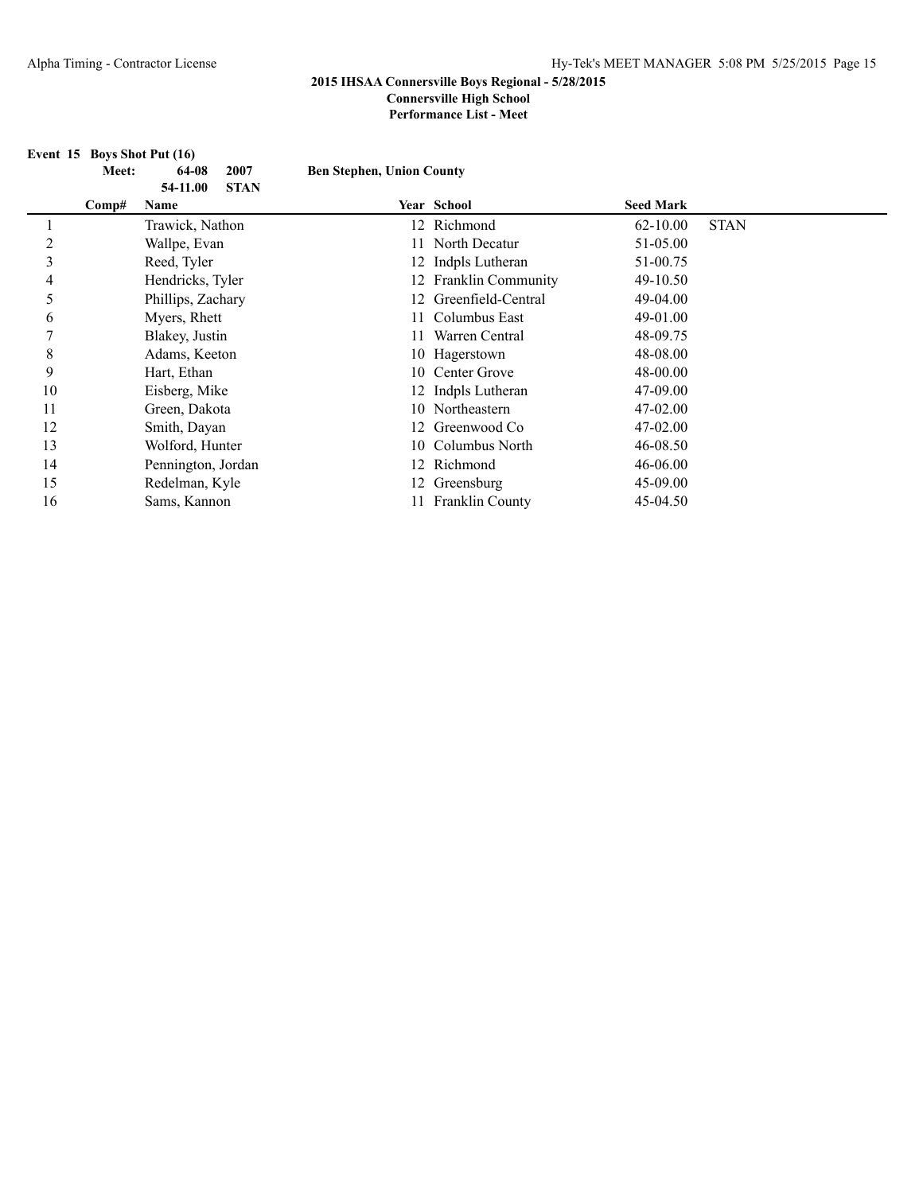## 2015 IHSAA Connersville Boys Regional - 5/28/2015

**Connersville High School**

**Performance List - Meet**

### Event 15 Boys Shot Put (16)

| | Meet: | 64-08 | 2007 | Ben Stephen, Union County |
|---|---|---|---|---|
| | | 54-11.00 | STAN | |

| | Comp# | Name | Year | School | Seed Mark | |
|---|---|---|---|---|---|---|
| 1 | | Trawick, Nathon | 12 | Richmond | 62-10.00 | STAN |
| 2 | | Wallpe, Evan | 11 | North Decatur | 51-05.00 | |
| 3 | | Reed, Tyler | 12 | Indpls Lutheran | 51-00.75 | |
| 4 | | Hendricks, Tyler | 12 | Franklin Community | 49-10.50 | |
| 5 | | Phillips, Zachary | 12 | Greenfield-Central | 49-04.00 | |
| 6 | | Myers, Rhett | 11 | Columbus East | 49-01.00 | |
| 7 | | Blakey, Justin | 11 | Warren Central | 48-09.75 | |
| 8 | | Adams, Keeton | 10 | Hagerstown | 48-08.00 | |
| 9 | | Hart, Ethan | 10 | Center Grove | 48-00.00 | |
| 10 | | Eisberg, Mike | 12 | Indpls Lutheran | 47-09.00 | |
| 11 | | Green, Dakota | 10 | Northeastern | 47-02.00 | |
| 12 | | Smith, Dayan | 12 | Greenwood Co | 47-02.00 | |
| 13 | | Wolford, Hunter | 10 | Columbus North | 46-08.50 | |
| 14 | | Pennington, Jordan | 12 | Richmond | 46-06.00 | |
| 15 | | Redelman, Kyle | 12 | Greensburg | 45-09.00 | |
| 16 | | Sams, Kannon | 11 | Franklin County | 45-04.50 | |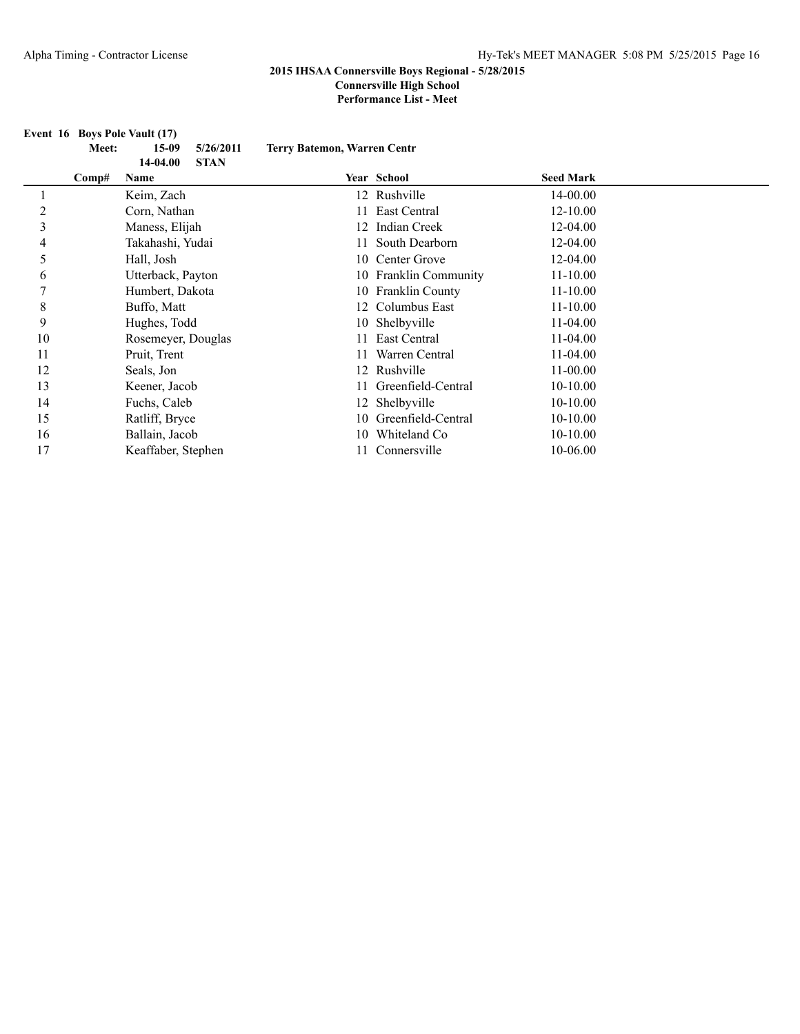**2015 IHSAA Connersville Boys Regional - 5/28/2015**
**Connersville High School**
**Performance List - Meet**

**Event 16 Boys Pole Vault (17)**

| | | | | |
|---|---|---|---|---|
| **Meet:** | **15-09** | **5/26/2011** | **Terry Batemon, Warren Centr** | |
| | **14-04.00** | **STAN** | | |

| Comp# | Name | Year | School | Seed Mark |
|---|---|---|---|---|
| 1 | Keim, Zach | 12 | Rushville | 14-00.00 |
| 2 | Corn, Nathan | 11 | East Central | 12-10.00 |
| 3 | Maness, Elijah | 12 | Indian Creek | 12-04.00 |
| 4 | Takahashi, Yudai | 11 | South Dearborn | 12-04.00 |
| 5 | Hall, Josh | 10 | Center Grove | 12-04.00 |
| 6 | Utterback, Payton | 10 | Franklin Community | 11-10.00 |
| 7 | Humbert, Dakota | 10 | Franklin County | 11-10.00 |
| 8 | Buffo, Matt | 12 | Columbus East | 11-10.00 |
| 9 | Hughes, Todd | 10 | Shelbyville | 11-04.00 |
| 10 | Rosemeyer, Douglas | 11 | East Central | 11-04.00 |
| 11 | Pruit, Trent | 11 | Warren Central | 11-04.00 |
| 12 | Seals, Jon | 12 | Rushville | 11-00.00 |
| 13 | Keener, Jacob | 11 | Greenfield-Central | 10-10.00 |
| 14 | Fuchs, Caleb | 12 | Shelbyville | 10-10.00 |
| 15 | Ratliff, Bryce | 10 | Greenfield-Central | 10-10.00 |
| 16 | Ballain, Jacob | 10 | Whiteland Co | 10-10.00 |
| 17 | Keaffaber, Stephen | 11 | Connersville | 10-06.00 |